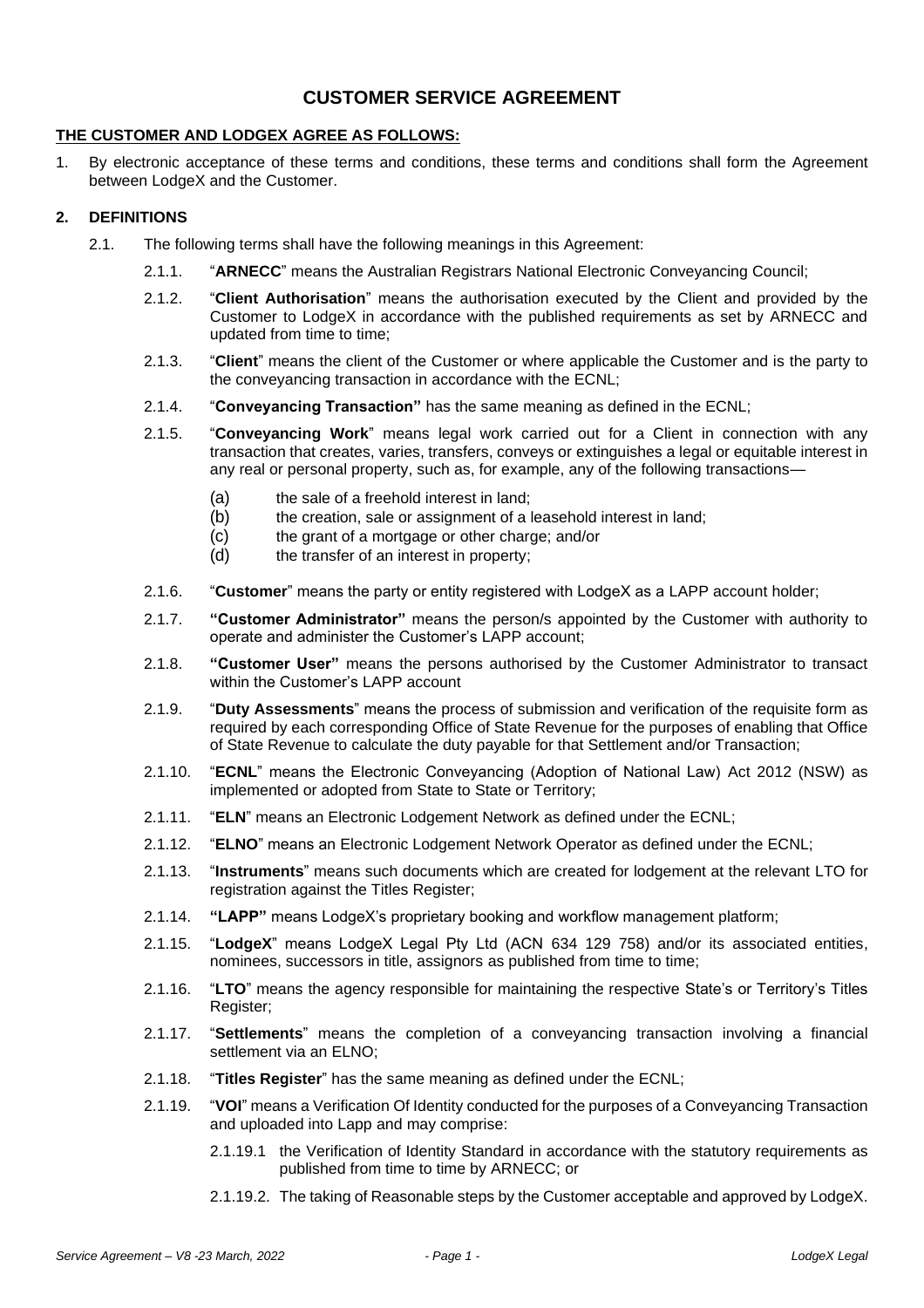# CUSTOMER SERVICE AGREEMENT

**THE CUSTOMER AND LODGEX AGREE AS FOLLOWS:**

1. By electronic acceptance of these terms and conditions, these terms and conditions shall form the Agreement between LodgeX and the Customer.

**2. DEFINITIONS**

2.1. The following terms shall have the following meanings in this Agreement:

2.1.1. "**ARNECC**" means the Australian Registrars National Electronic Conveyancing Council;

2.1.2. "**Client Authorisation**" means the authorisation executed by the Client and provided by the Customer to LodgeX in accordance with the published requirements as set by ARNECC and updated from time to time;

2.1.3. "**Client**" means the client of the Customer or where applicable the Customer and is the party to the conveyancing transaction in accordance with the ECNL;

2.1.4. "**Conveyancing Transaction"** has the same meaning as defined in the ECNL;

2.1.5. "**Conveyancing Work**" means legal work carried out for a Client in connection with any transaction that creates, varies, transfers, conveys or extinguishes a legal or equitable interest in any real or personal property, such as, for example, any of the following transactions—

(a) the sale of a freehold interest in land;
(b) the creation, sale or assignment of a leasehold interest in land;
(c) the grant of a mortgage or other charge; and/or
(d) the transfer of an interest in property;

2.1.6. "**Customer**" means the party or entity registered with LodgeX as a LAPP account holder;

2.1.7. **"Customer Administrator"** means the person/s appointed by the Customer with authority to operate and administer the Customer's LAPP account;

2.1.8. **"Customer User"** means the persons authorised by the Customer Administrator to transact within the Customer's LAPP account

2.1.9. "**Duty Assessments**" means the process of submission and verification of the requisite form as required by each corresponding Office of State Revenue for the purposes of enabling that Office of State Revenue to calculate the duty payable for that Settlement and/or Transaction;

2.1.10. "**ECNL**" means the Electronic Conveyancing (Adoption of National Law) Act 2012 (NSW) as implemented or adopted from State to State or Territory;

2.1.11. "**ELN**" means an Electronic Lodgement Network as defined under the ECNL;

2.1.12. "**ELNO**" means an Electronic Lodgement Network Operator as defined under the ECNL;

2.1.13. "**Instruments**" means such documents which are created for lodgement at the relevant LTO for registration against the Titles Register;

2.1.14. **"LAPP"** means LodgeX's proprietary booking and workflow management platform;

2.1.15. "**LodgeX**" means LodgeX Legal Pty Ltd (ACN 634 129 758) and/or its associated entities, nominees, successors in title, assignors as published from time to time;

2.1.16. "**LTO**" means the agency responsible for maintaining the respective State's or Territory's Titles Register;

2.1.17. "**Settlements**" means the completion of a conveyancing transaction involving a financial settlement via an ELNO;

2.1.18. "**Titles Register**" has the same meaning as defined under the ECNL;

2.1.19. "**VOI**" means a Verification Of Identity conducted for the purposes of a Conveyancing Transaction and uploaded into Lapp and may comprise:

2.1.19.1 the Verification of Identity Standard in accordance with the statutory requirements as published from time to time by ARNECC; or

2.1.19.2. The taking of Reasonable steps by the Customer acceptable and approved by LodgeX.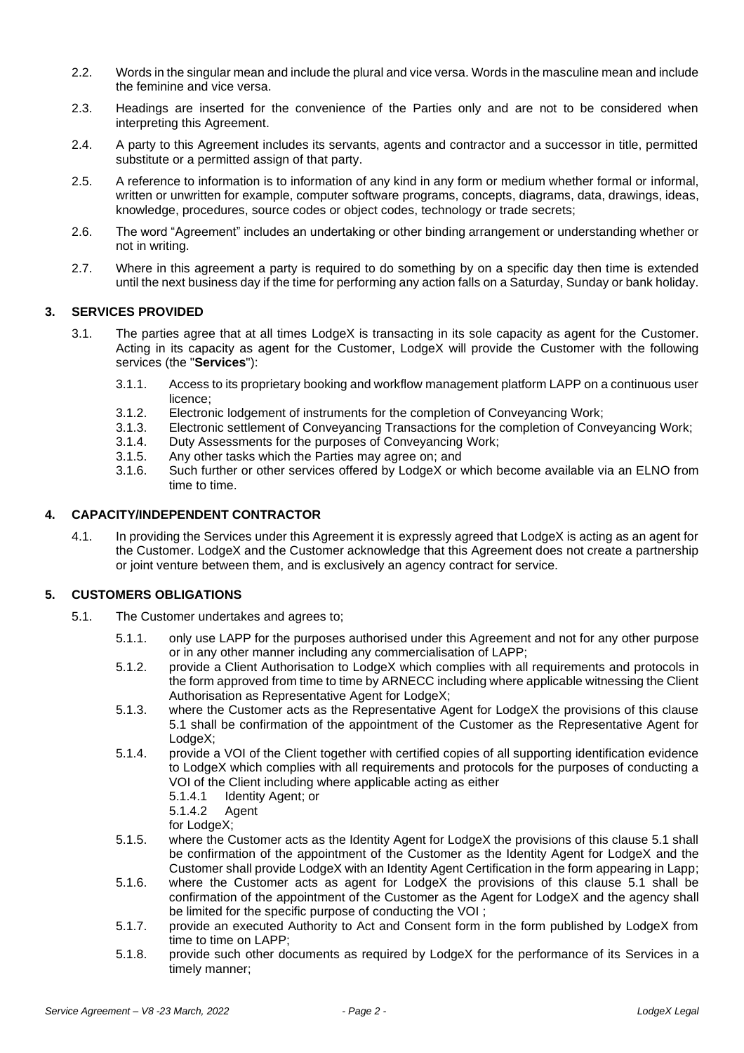2.2. Words in the singular mean and include the plural and vice versa. Words in the masculine mean and include the feminine and vice versa.

2.3. Headings are inserted for the convenience of the Parties only and are not to be considered when interpreting this Agreement.

2.4. A party to this Agreement includes its servants, agents and contractor and a successor in title, permitted substitute or a permitted assign of that party.

2.5. A reference to information is to information of any kind in any form or medium whether formal or informal, written or unwritten for example, computer software programs, concepts, diagrams, data, drawings, ideas, knowledge, procedures, source codes or object codes, technology or trade secrets;

2.6. The word "Agreement" includes an undertaking or other binding arrangement or understanding whether or not in writing.

2.7. Where in this agreement a party is required to do something by on a specific day then time is extended until the next business day if the time for performing any action falls on a Saturday, Sunday or bank holiday.

## 3. SERVICES PROVIDED

3.1. The parties agree that at all times LodgeX is transacting in its sole capacity as agent for the Customer. Acting in its capacity as agent for the Customer, LodgeX will provide the Customer with the following services (the "**Services**"):

- 3.1.1. Access to its proprietary booking and workflow management platform LAPP on a continuous user licence;
- 3.1.2. Electronic lodgement of instruments for the completion of Conveyancing Work;
- 3.1.3. Electronic settlement of Conveyancing Transactions for the completion of Conveyancing Work;
- 3.1.4. Duty Assessments for the purposes of Conveyancing Work;
- 3.1.5. Any other tasks which the Parties may agree on; and
- 3.1.6. Such further or other services offered by LodgeX or which become available via an ELNO from time to time.

## 4. CAPACITY/INDEPENDENT CONTRACTOR

4.1. In providing the Services under this Agreement it is expressly agreed that LodgeX is acting as an agent for the Customer. LodgeX and the Customer acknowledge that this Agreement does not create a partnership or joint venture between them, and is exclusively an agency contract for service.

## 5. CUSTOMERS OBLIGATIONS

5.1. The Customer undertakes and agrees to;

- 5.1.1. only use LAPP for the purposes authorised under this Agreement and not for any other purpose or in any other manner including any commercialisation of LAPP;
- 5.1.2. provide a Client Authorisation to LodgeX which complies with all requirements and protocols in the form approved from time to time by ARNECC including where applicable witnessing the Client Authorisation as Representative Agent for LodgeX;
- 5.1.3. where the Customer acts as the Representative Agent for LodgeX the provisions of this clause 5.1 shall be confirmation of the appointment of the Customer as the Representative Agent for LodgeX;
- 5.1.4. provide a VOI of the Client together with certified copies of all supporting identification evidence to LodgeX which complies with all requirements and protocols for the purposes of conducting a VOI of the Client including where applicable acting as either
  - 5.1.4.1 Identity Agent; or
  - 5.1.4.2 Agent

  for LodgeX;
- 5.1.5. where the Customer acts as the Identity Agent for LodgeX the provisions of this clause 5.1 shall be confirmation of the appointment of the Customer as the Identity Agent for LodgeX and the Customer shall provide LodgeX with an Identity Agent Certification in the form appearing in Lapp;
- 5.1.6. where the Customer acts as agent for LodgeX the provisions of this clause 5.1 shall be confirmation of the appointment of the Customer as the Agent for LodgeX and the agency shall be limited for the specific purpose of conducting the VOI ;
- 5.1.7. provide an executed Authority to Act and Consent form in the form published by LodgeX from time to time on LAPP;
- 5.1.8. provide such other documents as required by LodgeX for the performance of its Services in a timely manner;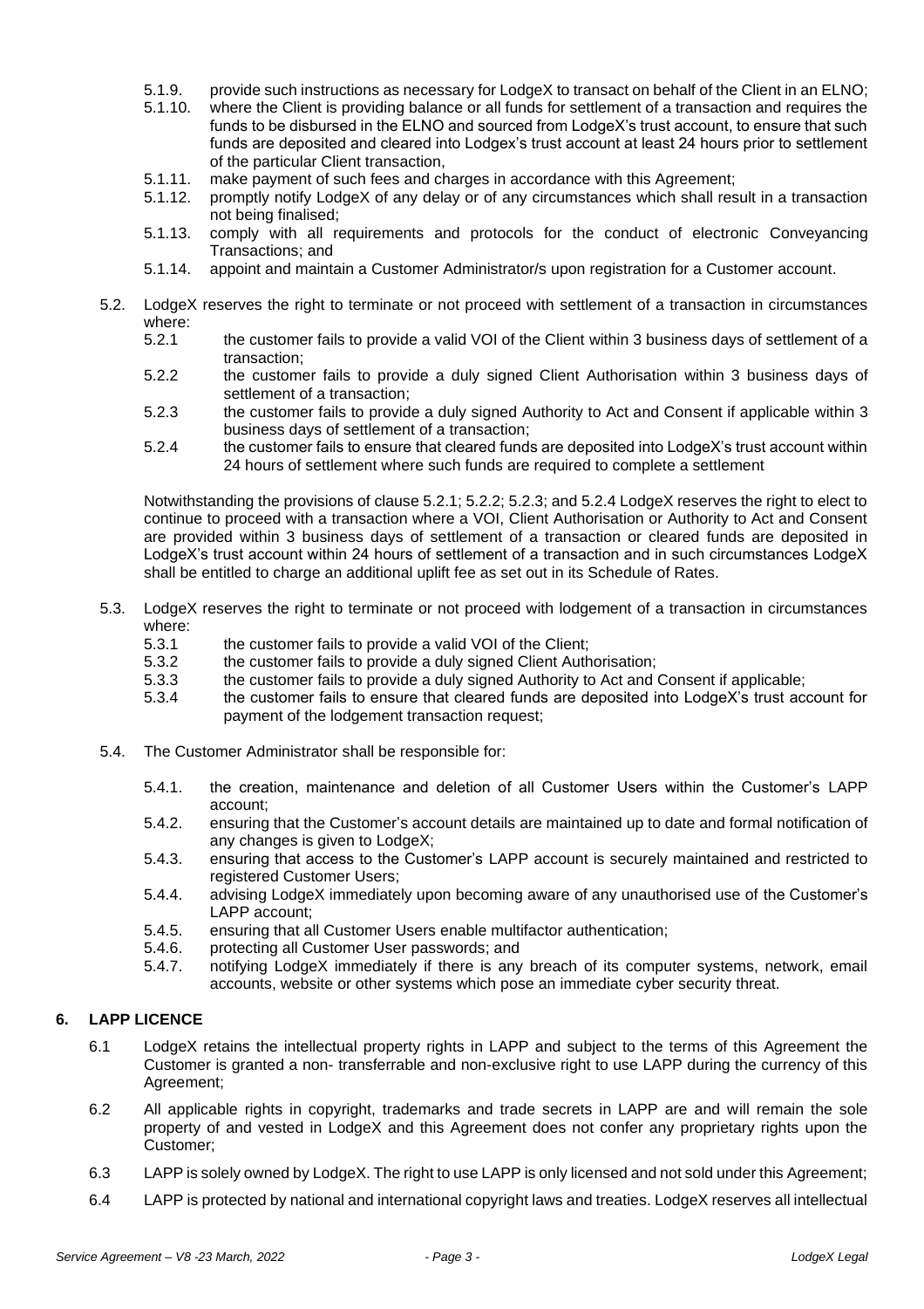5.1.9. provide such instructions as necessary for LodgeX to transact on behalf of the Client in an ELNO;

5.1.10. where the Client is providing balance or all funds for settlement of a transaction and requires the funds to be disbursed in the ELNO and sourced from LodgeX's trust account, to ensure that such funds are deposited and cleared into Lodgex's trust account at least 24 hours prior to settlement of the particular Client transaction,

5.1.11. make payment of such fees and charges in accordance with this Agreement;

5.1.12. promptly notify LodgeX of any delay or of any circumstances which shall result in a transaction not being finalised;

5.1.13. comply with all requirements and protocols for the conduct of electronic Conveyancing Transactions; and

5.1.14. appoint and maintain a Customer Administrator/s upon registration for a Customer account.

5.2. LodgeX reserves the right to terminate or not proceed with settlement of a transaction in circumstances where:

5.2.1 the customer fails to provide a valid VOI of the Client within 3 business days of settlement of a transaction;

5.2.2 the customer fails to provide a duly signed Client Authorisation within 3 business days of settlement of a transaction;

5.2.3 the customer fails to provide a duly signed Authority to Act and Consent if applicable within 3 business days of settlement of a transaction;

5.2.4 the customer fails to ensure that cleared funds are deposited into LodgeX's trust account within 24 hours of settlement where such funds are required to complete a settlement

Notwithstanding the provisions of clause 5.2.1; 5.2.2; 5.2.3; and 5.2.4 LodgeX reserves the right to elect to continue to proceed with a transaction where a VOI, Client Authorisation or Authority to Act and Consent are provided within 3 business days of settlement of a transaction or cleared funds are deposited in LodgeX's trust account within 24 hours of settlement of a transaction and in such circumstances LodgeX shall be entitled to charge an additional uplift fee as set out in its Schedule of Rates.

5.3. LodgeX reserves the right to terminate or not proceed with lodgement of a transaction in circumstances where:

5.3.1 the customer fails to provide a valid VOI of the Client;

5.3.2 the customer fails to provide a duly signed Client Authorisation;

5.3.3 the customer fails to provide a duly signed Authority to Act and Consent if applicable;

5.3.4 the customer fails to ensure that cleared funds are deposited into LodgeX's trust account for payment of the lodgement transaction request;

5.4. The Customer Administrator shall be responsible for:

5.4.1. the creation, maintenance and deletion of all Customer Users within the Customer's LAPP account;

5.4.2. ensuring that the Customer's account details are maintained up to date and formal notification of any changes is given to LodgeX;

5.4.3. ensuring that access to the Customer's LAPP account is securely maintained and restricted to registered Customer Users;

5.4.4. advising LodgeX immediately upon becoming aware of any unauthorised use of the Customer's LAPP account;

5.4.5. ensuring that all Customer Users enable multifactor authentication;

5.4.6. protecting all Customer User passwords; and

5.4.7. notifying LodgeX immediately if there is any breach of its computer systems, network, email accounts, website or other systems which pose an immediate cyber security threat.

## 6. LAPP LICENCE

6.1 LodgeX retains the intellectual property rights in LAPP and subject to the terms of this Agreement the Customer is granted a non- transferrable and non-exclusive right to use LAPP during the currency of this Agreement;

6.2 All applicable rights in copyright, trademarks and trade secrets in LAPP are and will remain the sole property of and vested in LodgeX and this Agreement does not confer any proprietary rights upon the Customer;

6.3 LAPP is solely owned by LodgeX. The right to use LAPP is only licensed and not sold under this Agreement;

6.4 LAPP is protected by national and international copyright laws and treaties. LodgeX reserves all intellectual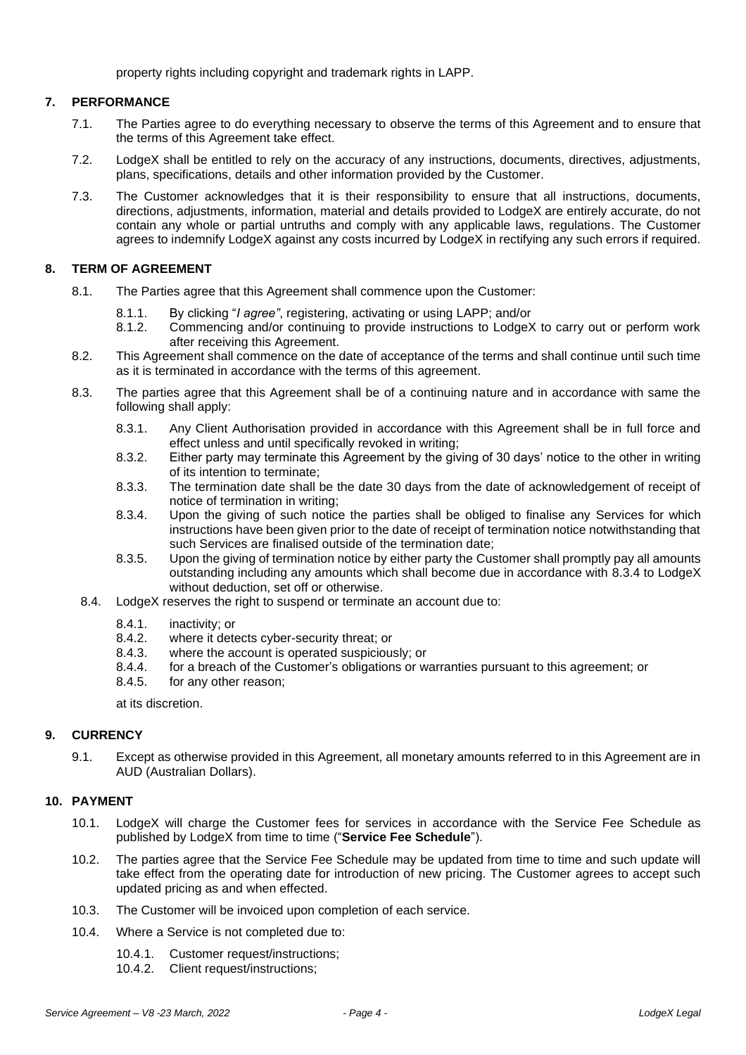property rights including copyright and trademark rights in LAPP.

## 7. PERFORMANCE

7.1. The Parties agree to do everything necessary to observe the terms of this Agreement and to ensure that the terms of this Agreement take effect.

7.2. LodgeX shall be entitled to rely on the accuracy of any instructions, documents, directives, adjustments, plans, specifications, details and other information provided by the Customer.

7.3. The Customer acknowledges that it is their responsibility to ensure that all instructions, documents, directions, adjustments, information, material and details provided to LodgeX are entirely accurate, do not contain any whole or partial untruths and comply with any applicable laws, regulations. The Customer agrees to indemnify LodgeX against any costs incurred by LodgeX in rectifying any such errors if required.

## 8. TERM OF AGREEMENT

8.1. The Parties agree that this Agreement shall commence upon the Customer:

8.1.1. By clicking "*I agree"*, registering, activating or using LAPP; and/or

8.1.2. Commencing and/or continuing to provide instructions to LodgeX to carry out or perform work after receiving this Agreement.

8.2. This Agreement shall commence on the date of acceptance of the terms and shall continue until such time as it is terminated in accordance with the terms of this agreement.

8.3. The parties agree that this Agreement shall be of a continuing nature and in accordance with same the following shall apply:

8.3.1. Any Client Authorisation provided in accordance with this Agreement shall be in full force and effect unless and until specifically revoked in writing;

8.3.2. Either party may terminate this Agreement by the giving of 30 days' notice to the other in writing of its intention to terminate;

8.3.3. The termination date shall be the date 30 days from the date of acknowledgement of receipt of notice of termination in writing;

8.3.4. Upon the giving of such notice the parties shall be obliged to finalise any Services for which instructions have been given prior to the date of receipt of termination notice notwithstanding that such Services are finalised outside of the termination date;

8.3.5. Upon the giving of termination notice by either party the Customer shall promptly pay all amounts outstanding including any amounts which shall become due in accordance with 8.3.4 to LodgeX without deduction, set off or otherwise.

8.4. LodgeX reserves the right to suspend or terminate an account due to:

8.4.1. inactivity; or

8.4.2. where it detects cyber-security threat; or

8.4.3. where the account is operated suspiciously; or

8.4.4. for a breach of the Customer's obligations or warranties pursuant to this agreement; or

8.4.5. for any other reason;

at its discretion.

## 9. CURRENCY

9.1. Except as otherwise provided in this Agreement, all monetary amounts referred to in this Agreement are in AUD (Australian Dollars).

## 10. PAYMENT

10.1. LodgeX will charge the Customer fees for services in accordance with the Service Fee Schedule as published by LodgeX from time to time ("**Service Fee Schedule**").

10.2. The parties agree that the Service Fee Schedule may be updated from time to time and such update will take effect from the operating date for introduction of new pricing. The Customer agrees to accept such updated pricing as and when effected.

10.3. The Customer will be invoiced upon completion of each service.

10.4. Where a Service is not completed due to:

10.4.1. Customer request/instructions;

10.4.2. Client request/instructions;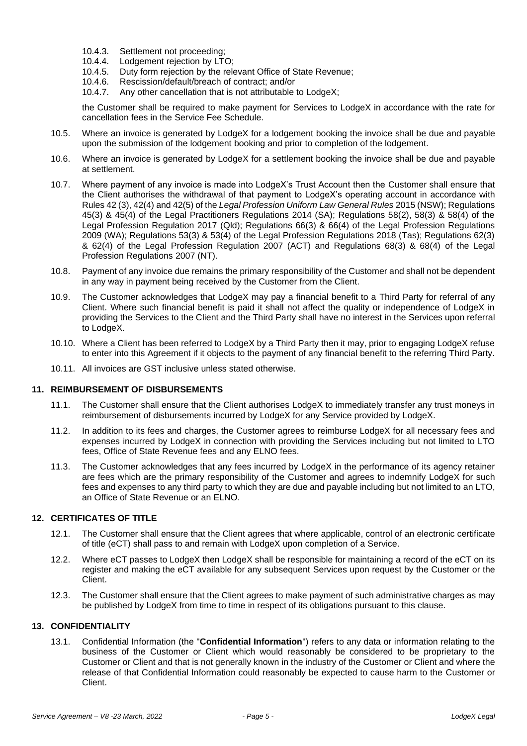10.4.3. Settlement not proceeding;
10.4.4. Lodgement rejection by LTO;
10.4.5. Duty form rejection by the relevant Office of State Revenue;
10.4.6. Rescission/default/breach of contract; and/or
10.4.7. Any other cancellation that is not attributable to LodgeX;

the Customer shall be required to make payment for Services to LodgeX in accordance with the rate for cancellation fees in the Service Fee Schedule.

10.5. Where an invoice is generated by LodgeX for a lodgement booking the invoice shall be due and payable upon the submission of the lodgement booking and prior to completion of the lodgement.

10.6. Where an invoice is generated by LodgeX for a settlement booking the invoice shall be due and payable at settlement.

10.7. Where payment of any invoice is made into LodgeX's Trust Account then the Customer shall ensure that the Client authorises the withdrawal of that payment to LodgeX's operating account in accordance with Rules 42 (3), 42(4) and 42(5) of the *Legal Profession Uniform Law General Rules* 2015 (NSW); Regulations 45(3) & 45(4) of the Legal Practitioners Regulations 2014 (SA); Regulations 58(2), 58(3) & 58(4) of the Legal Profession Regulation 2017 (Qld); Regulations 66(3) & 66(4) of the Legal Profession Regulations 2009 (WA); Regulations 53(3) & 53(4) of the Legal Profession Regulations 2018 (Tas); Regulations 62(3) & 62(4) of the Legal Profession Regulation 2007 (ACT) and Regulations 68(3) & 68(4) of the Legal Profession Regulations 2007 (NT).

10.8. Payment of any invoice due remains the primary responsibility of the Customer and shall not be dependent in any way in payment being received by the Customer from the Client.

10.9. The Customer acknowledges that LodgeX may pay a financial benefit to a Third Party for referral of any Client. Where such financial benefit is paid it shall not affect the quality or independence of LodgeX in providing the Services to the Client and the Third Party shall have no interest in the Services upon referral to LodgeX.

10.10. Where a Client has been referred to LodgeX by a Third Party then it may, prior to engaging LodgeX refuse to enter into this Agreement if it objects to the payment of any financial benefit to the referring Third Party.

10.11. All invoices are GST inclusive unless stated otherwise.

## 11. REIMBURSEMENT OF DISBURSEMENTS

11.1. The Customer shall ensure that the Client authorises LodgeX to immediately transfer any trust moneys in reimbursement of disbursements incurred by LodgeX for any Service provided by LodgeX.

11.2. In addition to its fees and charges, the Customer agrees to reimburse LodgeX for all necessary fees and expenses incurred by LodgeX in connection with providing the Services including but not limited to LTO fees, Office of State Revenue fees and any ELNO fees.

11.3. The Customer acknowledges that any fees incurred by LodgeX in the performance of its agency retainer are fees which are the primary responsibility of the Customer and agrees to indemnify LodgeX for such fees and expenses to any third party to which they are due and payable including but not limited to an LTO, an Office of State Revenue or an ELNO.

## 12. CERTIFICATES OF TITLE

12.1. The Customer shall ensure that the Client agrees that where applicable, control of an electronic certificate of title (eCT) shall pass to and remain with LodgeX upon completion of a Service.

12.2. Where eCT passes to LodgeX then LodgeX shall be responsible for maintaining a record of the eCT on its register and making the eCT available for any subsequent Services upon request by the Customer or the Client.

12.3. The Customer shall ensure that the Client agrees to make payment of such administrative charges as may be published by LodgeX from time to time in respect of its obligations pursuant to this clause.

## 13. CONFIDENTIALITY

13.1. Confidential Information (the "**Confidential Information**") refers to any data or information relating to the business of the Customer or Client which would reasonably be considered to be proprietary to the Customer or Client and that is not generally known in the industry of the Customer or Client and where the release of that Confidential Information could reasonably be expected to cause harm to the Customer or Client.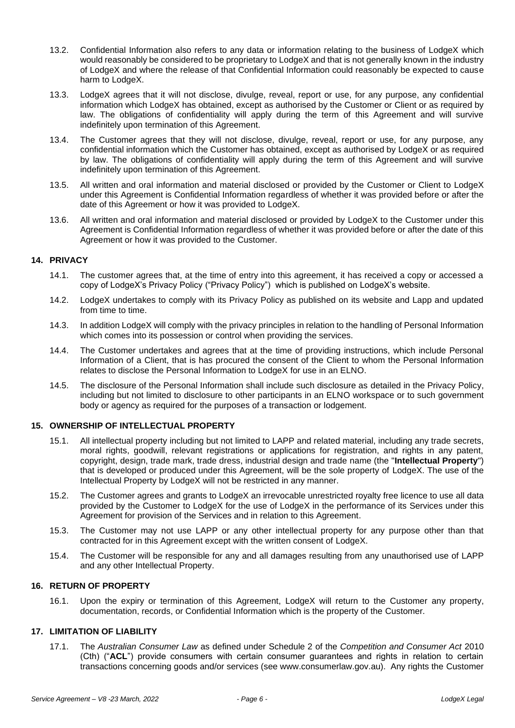13.2. Confidential Information also refers to any data or information relating to the business of LodgeX which would reasonably be considered to be proprietary to LodgeX and that is not generally known in the industry of LodgeX and where the release of that Confidential Information could reasonably be expected to cause harm to LodgeX.

13.3. LodgeX agrees that it will not disclose, divulge, reveal, report or use, for any purpose, any confidential information which LodgeX has obtained, except as authorised by the Customer or Client or as required by law. The obligations of confidentiality will apply during the term of this Agreement and will survive indefinitely upon termination of this Agreement.

13.4. The Customer agrees that they will not disclose, divulge, reveal, report or use, for any purpose, any confidential information which the Customer has obtained, except as authorised by LodgeX or as required by law. The obligations of confidentiality will apply during the term of this Agreement and will survive indefinitely upon termination of this Agreement.

13.5. All written and oral information and material disclosed or provided by the Customer or Client to LodgeX under this Agreement is Confidential Information regardless of whether it was provided before or after the date of this Agreement or how it was provided to LodgeX.

13.6. All written and oral information and material disclosed or provided by LodgeX to the Customer under this Agreement is Confidential Information regardless of whether it was provided before or after the date of this Agreement or how it was provided to the Customer.

## 14. PRIVACY

14.1. The customer agrees that, at the time of entry into this agreement, it has received a copy or accessed a copy of LodgeX's Privacy Policy ("Privacy Policy") which is published on LodgeX's website.

14.2. LodgeX undertakes to comply with its Privacy Policy as published on its website and Lapp and updated from time to time.

14.3. In addition LodgeX will comply with the privacy principles in relation to the handling of Personal Information which comes into its possession or control when providing the services.

14.4. The Customer undertakes and agrees that at the time of providing instructions, which include Personal Information of a Client, that is has procured the consent of the Client to whom the Personal Information relates to disclose the Personal Information to LodgeX for use in an ELNO.

14.5. The disclosure of the Personal Information shall include such disclosure as detailed in the Privacy Policy, including but not limited to disclosure to other participants in an ELNO workspace or to such government body or agency as required for the purposes of a transaction or lodgement.

## 15. OWNERSHIP OF INTELLECTUAL PROPERTY

15.1. All intellectual property including but not limited to LAPP and related material, including any trade secrets, moral rights, goodwill, relevant registrations or applications for registration, and rights in any patent, copyright, design, trade mark, trade dress, industrial design and trade name (the "**Intellectual Property**") that is developed or produced under this Agreement, will be the sole property of LodgeX. The use of the Intellectual Property by LodgeX will not be restricted in any manner.

15.2. The Customer agrees and grants to LodgeX an irrevocable unrestricted royalty free licence to use all data provided by the Customer to LodgeX for the use of LodgeX in the performance of its Services under this Agreement for provision of the Services and in relation to this Agreement.

15.3. The Customer may not use LAPP or any other intellectual property for any purpose other than that contracted for in this Agreement except with the written consent of LodgeX.

15.4. The Customer will be responsible for any and all damages resulting from any unauthorised use of LAPP and any other Intellectual Property.

## 16. RETURN OF PROPERTY

16.1. Upon the expiry or termination of this Agreement, LodgeX will return to the Customer any property, documentation, records, or Confidential Information which is the property of the Customer.

## 17. LIMITATION OF LIABILITY

17.1. The *Australian Consumer Law* as defined under Schedule 2 of the *Competition and Consumer Act* 2010 (Cth) ("**ACL**") provide consumers with certain consumer guarantees and rights in relation to certain transactions concerning goods and/or services (see www.consumerlaw.gov.au). Any rights the Customer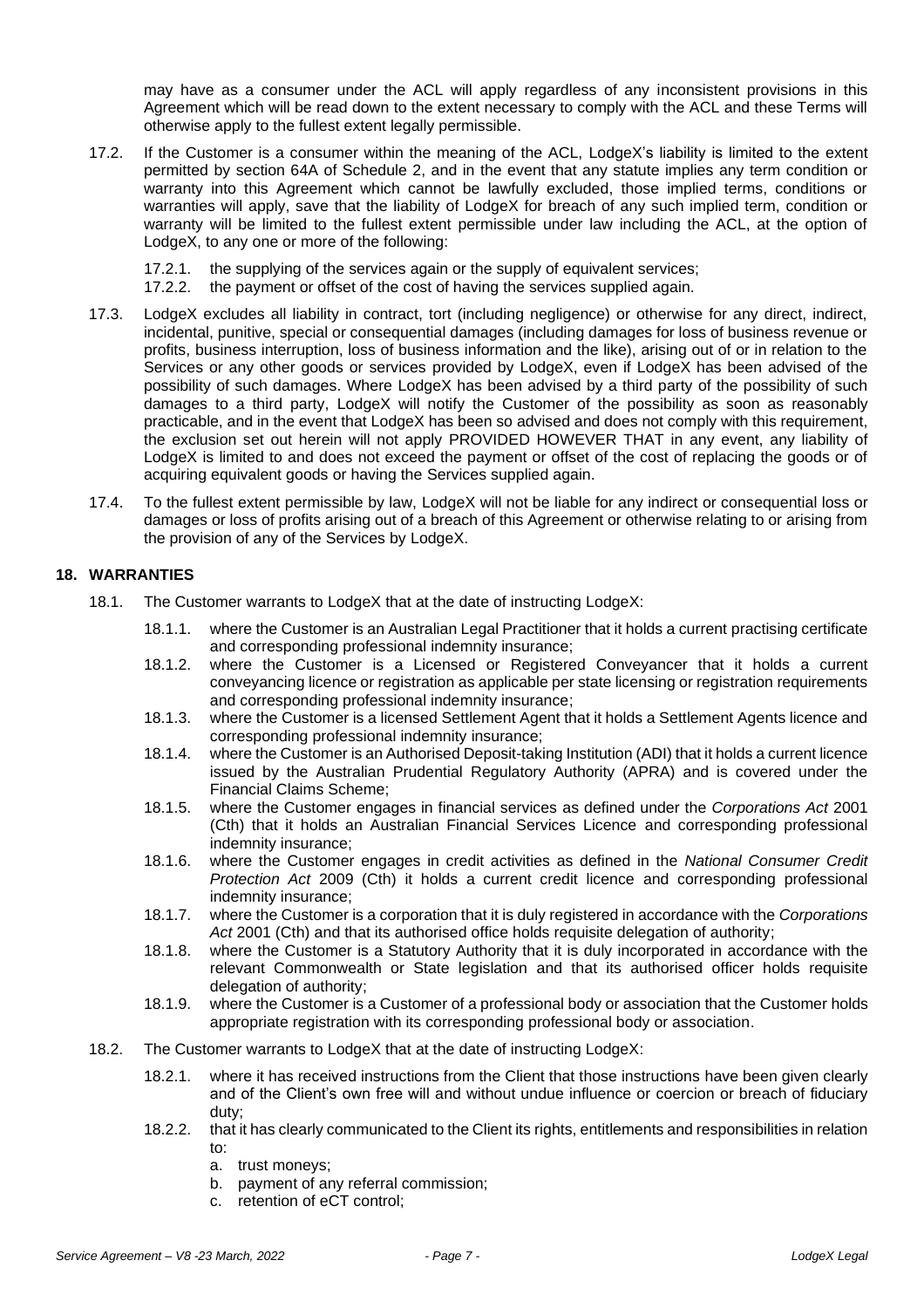may have as a consumer under the ACL will apply regardless of any inconsistent provisions in this Agreement which will be read down to the extent necessary to comply with the ACL and these Terms will otherwise apply to the fullest extent legally permissible.

17.2. If the Customer is a consumer within the meaning of the ACL, LodgeX's liability is limited to the extent permitted by section 64A of Schedule 2, and in the event that any statute implies any term condition or warranty into this Agreement which cannot be lawfully excluded, those implied terms, conditions or warranties will apply, save that the liability of LodgeX for breach of any such implied term, condition or warranty will be limited to the fullest extent permissible under law including the ACL, at the option of LodgeX, to any one or more of the following:

17.2.1. the supplying of the services again or the supply of equivalent services;
17.2.2. the payment or offset of the cost of having the services supplied again.

17.3. LodgeX excludes all liability in contract, tort (including negligence) or otherwise for any direct, indirect, incidental, punitive, special or consequential damages (including damages for loss of business revenue or profits, business interruption, loss of business information and the like), arising out of or in relation to the Services or any other goods or services provided by LodgeX, even if LodgeX has been advised of the possibility of such damages. Where LodgeX has been advised by a third party of the possibility of such damages to a third party, LodgeX will notify the Customer of the possibility as soon as reasonably practicable, and in the event that LodgeX has been so advised and does not comply with this requirement, the exclusion set out herein will not apply PROVIDED HOWEVER THAT in any event, any liability of LodgeX is limited to and does not exceed the payment or offset of the cost of replacing the goods or of acquiring equivalent goods or having the Services supplied again.

17.4. To the fullest extent permissible by law, LodgeX will not be liable for any indirect or consequential loss or damages or loss of profits arising out of a breach of this Agreement or otherwise relating to or arising from the provision of any of the Services by LodgeX.

## 18. WARRANTIES

18.1. The Customer warrants to LodgeX that at the date of instructing LodgeX:

18.1.1. where the Customer is an Australian Legal Practitioner that it holds a current practising certificate and corresponding professional indemnity insurance;
18.1.2. where the Customer is a Licensed or Registered Conveyancer that it holds a current conveyancing licence or registration as applicable per state licensing or registration requirements and corresponding professional indemnity insurance;
18.1.3. where the Customer is a licensed Settlement Agent that it holds a Settlement Agents licence and corresponding professional indemnity insurance;
18.1.4. where the Customer is an Authorised Deposit-taking Institution (ADI) that it holds a current licence issued by the Australian Prudential Regulatory Authority (APRA) and is covered under the Financial Claims Scheme;
18.1.5. where the Customer engages in financial services as defined under the *Corporations Act* 2001 (Cth) that it holds an Australian Financial Services Licence and corresponding professional indemnity insurance;
18.1.6. where the Customer engages in credit activities as defined in the *National Consumer Credit Protection Act* 2009 (Cth) it holds a current credit licence and corresponding professional indemnity insurance;
18.1.7. where the Customer is a corporation that it is duly registered in accordance with the *Corporations Act* 2001 (Cth) and that its authorised office holds requisite delegation of authority;
18.1.8. where the Customer is a Statutory Authority that it is duly incorporated in accordance with the relevant Commonwealth or State legislation and that its authorised officer holds requisite delegation of authority;
18.1.9. where the Customer is a Customer of a professional body or association that the Customer holds appropriate registration with its corresponding professional body or association.

18.2. The Customer warrants to LodgeX that at the date of instructing LodgeX:

18.2.1. where it has received instructions from the Client that those instructions have been given clearly and of the Client's own free will and without undue influence or coercion or breach of fiduciary duty;
18.2.2. that it has clearly communicated to the Client its rights, entitlements and responsibilities in relation to:

a. trust moneys;
b. payment of any referral commission;
c. retention of eCT control;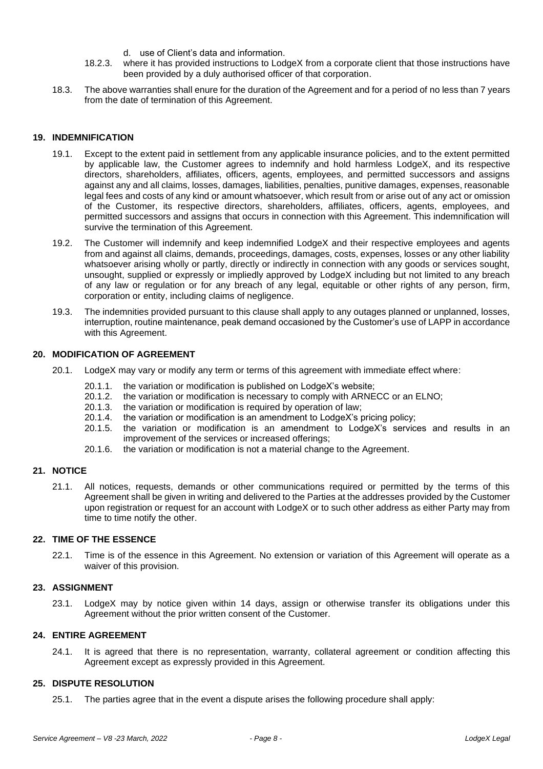d. use of Client's data and information.

18.2.3. where it has provided instructions to LodgeX from a corporate client that those instructions have been provided by a duly authorised officer of that corporation.

18.3. The above warranties shall enure for the duration of the Agreement and for a period of no less than 7 years from the date of termination of this Agreement.

## 19. INDEMNIFICATION

19.1. Except to the extent paid in settlement from any applicable insurance policies, and to the extent permitted by applicable law, the Customer agrees to indemnify and hold harmless LodgeX, and its respective directors, shareholders, affiliates, officers, agents, employees, and permitted successors and assigns against any and all claims, losses, damages, liabilities, penalties, punitive damages, expenses, reasonable legal fees and costs of any kind or amount whatsoever, which result from or arise out of any act or omission of the Customer, its respective directors, shareholders, affiliates, officers, agents, employees, and permitted successors and assigns that occurs in connection with this Agreement. This indemnification will survive the termination of this Agreement.

19.2. The Customer will indemnify and keep indemnified LodgeX and their respective employees and agents from and against all claims, demands, proceedings, damages, costs, expenses, losses or any other liability whatsoever arising wholly or partly, directly or indirectly in connection with any goods or services sought, unsought, supplied or expressly or impliedly approved by LodgeX including but not limited to any breach of any law or regulation or for any breach of any legal, equitable or other rights of any person, firm, corporation or entity, including claims of negligence.

19.3. The indemnities provided pursuant to this clause shall apply to any outages planned or unplanned, losses, interruption, routine maintenance, peak demand occasioned by the Customer's use of LAPP in accordance with this Agreement.

## 20. MODIFICATION OF AGREEMENT

20.1. LodgeX may vary or modify any term or terms of this agreement with immediate effect where:

20.1.1. the variation or modification is published on LodgeX's website;
20.1.2. the variation or modification is necessary to comply with ARNECC or an ELNO;
20.1.3. the variation or modification is required by operation of law;
20.1.4. the variation or modification is an amendment to LodgeX's pricing policy;
20.1.5. the variation or modification is an amendment to LodgeX's services and results in an improvement of the services or increased offerings;
20.1.6. the variation or modification is not a material change to the Agreement.

## 21. NOTICE

21.1. All notices, requests, demands or other communications required or permitted by the terms of this Agreement shall be given in writing and delivered to the Parties at the addresses provided by the Customer upon registration or request for an account with LodgeX or to such other address as either Party may from time to time notify the other.

## 22. TIME OF THE ESSENCE

22.1. Time is of the essence in this Agreement. No extension or variation of this Agreement will operate as a waiver of this provision.

## 23. ASSIGNMENT

23.1. LodgeX may by notice given within 14 days, assign or otherwise transfer its obligations under this Agreement without the prior written consent of the Customer.

## 24. ENTIRE AGREEMENT

24.1. It is agreed that there is no representation, warranty, collateral agreement or condition affecting this Agreement except as expressly provided in this Agreement.

## 25. DISPUTE RESOLUTION

25.1. The parties agree that in the event a dispute arises the following procedure shall apply: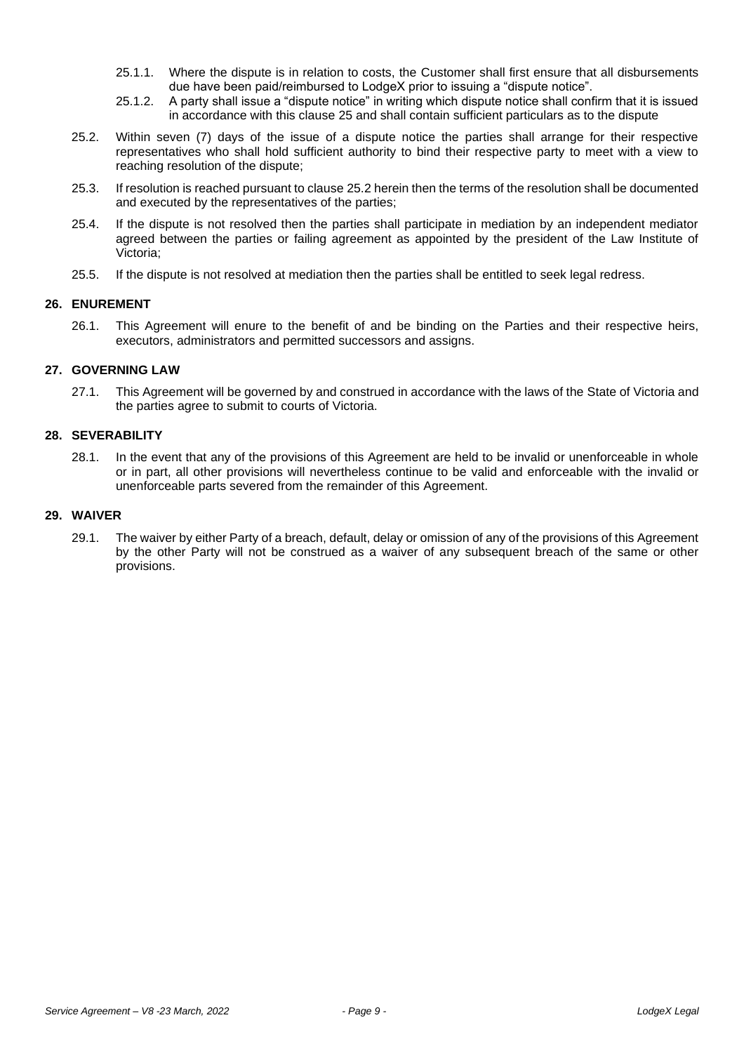25.1.1. Where the dispute is in relation to costs, the Customer shall first ensure that all disbursements due have been paid/reimbursed to LodgeX prior to issuing a "dispute notice".

25.1.2. A party shall issue a "dispute notice" in writing which dispute notice shall confirm that it is issued in accordance with this clause 25 and shall contain sufficient particulars as to the dispute

25.2. Within seven (7) days of the issue of a dispute notice the parties shall arrange for their respective representatives who shall hold sufficient authority to bind their respective party to meet with a view to reaching resolution of the dispute;

25.3. If resolution is reached pursuant to clause 25.2 herein then the terms of the resolution shall be documented and executed by the representatives of the parties;

25.4. If the dispute is not resolved then the parties shall participate in mediation by an independent mediator agreed between the parties or failing agreement as appointed by the president of the Law Institute of Victoria;

25.5. If the dispute is not resolved at mediation then the parties shall be entitled to seek legal redress.

## 26. ENUREMENT

26.1. This Agreement will enure to the benefit of and be binding on the Parties and their respective heirs, executors, administrators and permitted successors and assigns.

## 27. GOVERNING LAW

27.1. This Agreement will be governed by and construed in accordance with the laws of the State of Victoria and the parties agree to submit to courts of Victoria.

## 28. SEVERABILITY

28.1. In the event that any of the provisions of this Agreement are held to be invalid or unenforceable in whole or in part, all other provisions will nevertheless continue to be valid and enforceable with the invalid or unenforceable parts severed from the remainder of this Agreement.

## 29. WAIVER

29.1. The waiver by either Party of a breach, default, delay or omission of any of the provisions of this Agreement by the other Party will not be construed as a waiver of any subsequent breach of the same or other provisions.